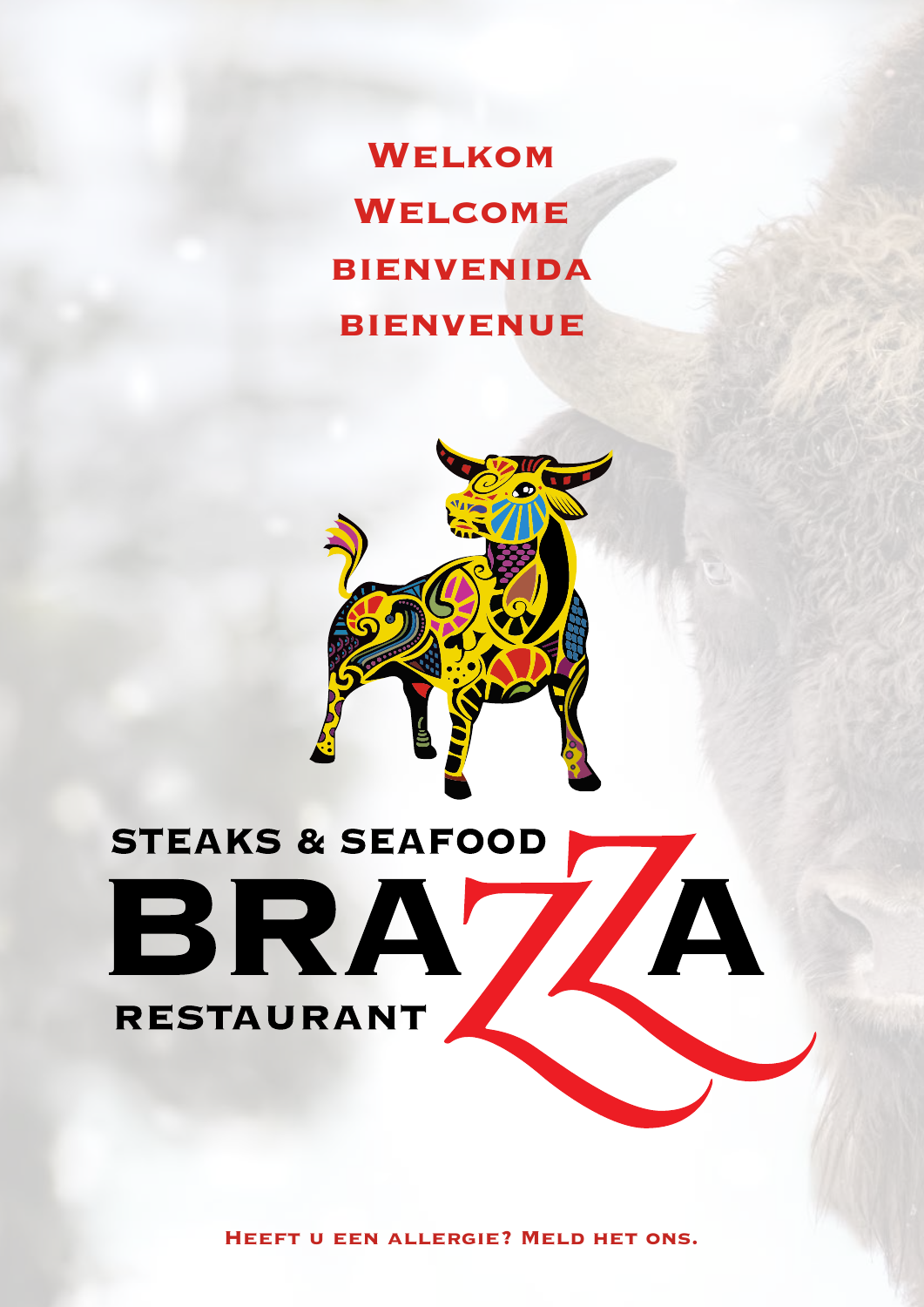# Welkom

# Welcome

# bienvenida

# bienvenue

STEAKS & SEAFOOD

# BRAZZA

RESTAURANT

**Heeft u een allergie? Meld het ons.**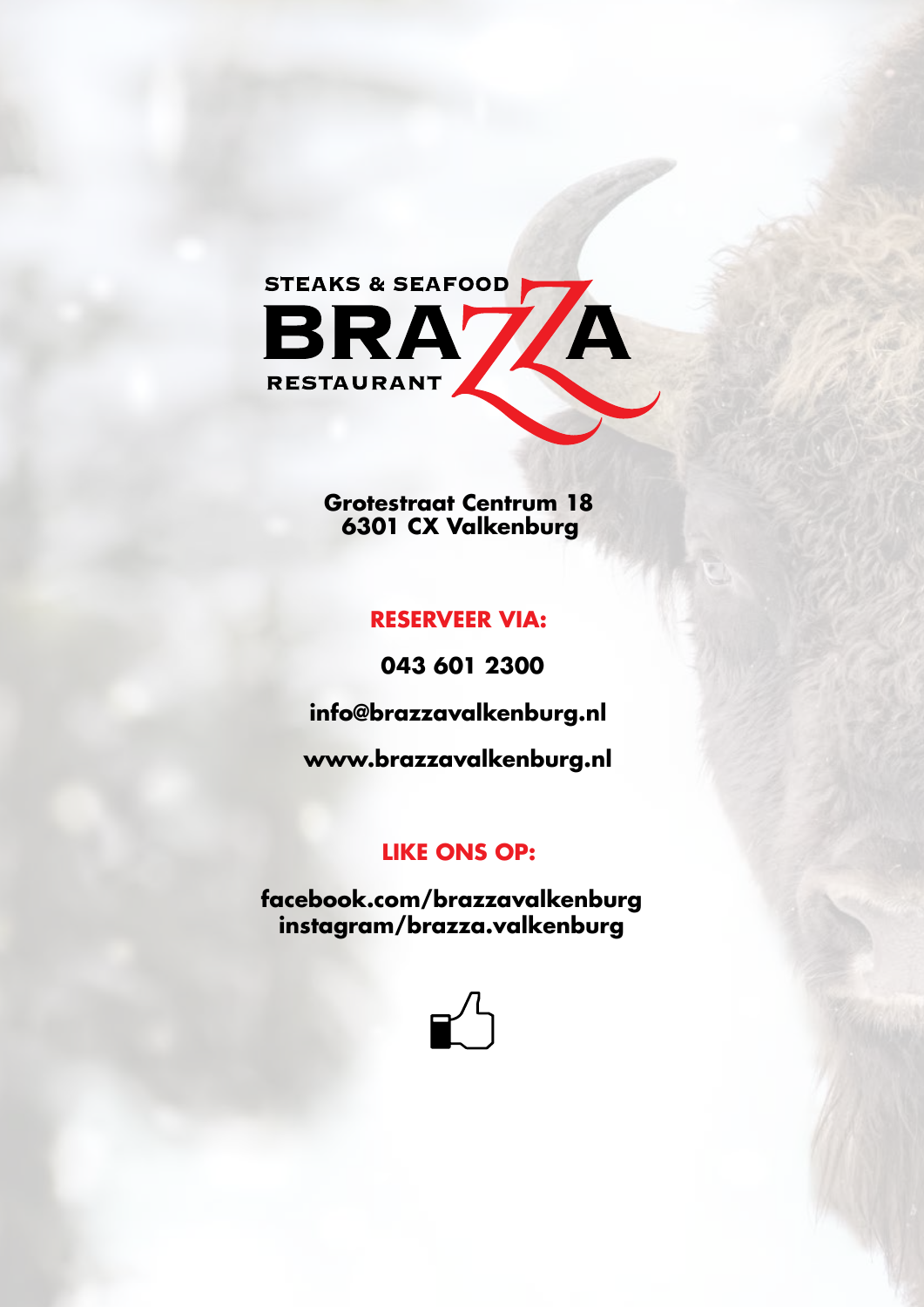STEAKS & SEAFOOD

# BRAZZA

RESTAURANT

**Grotestraat Centrum 18**
**6301 CX Valkenburg**

## RESERVEER VIA:

**043 601 2300**

**info@brazzavalkenburg.nl**

**www.brazzavalkenburg.nl**

## LIKE ONS OP:

**facebook.com/brazzavalkenburg**
**instagram/brazza.valkenburg**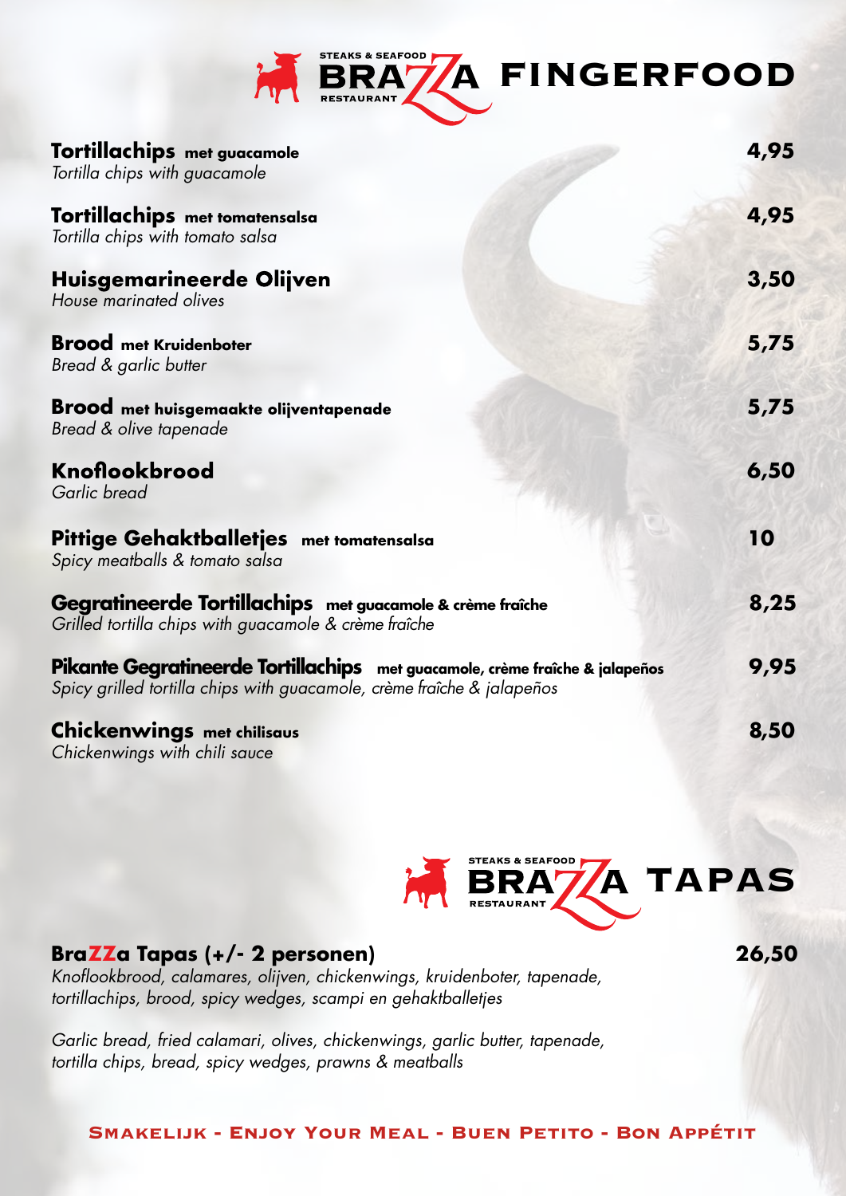# BRAZZA FINGERFOOD

STEAKS & SEAFOOD RESTAURANT

**Tortillachips** **met guacamole** — **4,95**
*Tortilla chips with guacamole*

**Tortillachips** **met tomatensalsa** — **4,95**
*Tortilla chips with tomato salsa*

**Huisgemarineerde Olijven** — **3,50**
*House marinated olives*

**Brood** **met Kruidenboter** — **5,75**
*Bread & garlic butter*

**Brood** **met huisgemaakte olijventapenade** — **5,75**
*Bread & olive tapenade*

**Knoflookbrood** — **6,50**
*Garlic bread*

**Pittige Gehaktballetjes** **met tomatensalsa** — **10**
*Spicy meatballs & tomato salsa*

**Gegratineerde Tortillachips** **met guacamole & crème fraîche** — **8,25**
*Grilled tortilla chips with guacamole & crème fraîche*

**Pikante Gegratineerde Tortillachips** **met guacamole, crème fraîche & jalapeños** — **9,95**
*Spicy grilled tortilla chips with guacamole, crème fraîche & jalapeños*

**Chickenwings** **met chilisaus** — **8,50**
*Chickenwings with chili sauce*

# BRAZZA TAPAS

STEAKS & SEAFOOD RESTAURANT

**BraZZa Tapas (+/- 2 personen)** — **26,50**
*Knoflookbrood, calamares, olijven, chickenwings, kruidenboter, tapenade, tortillachips, brood, spicy wedges, scampi en gehaktballetjes*

*Garlic bread, fried calamari, olives, chickenwings, garlic butter, tapenade, tortilla chips, bread, spicy wedges, prawns & meatballs*

**SMAKELIJK - ENJOY YOUR MEAL - BUEN PETITO - BON APPÉTIT**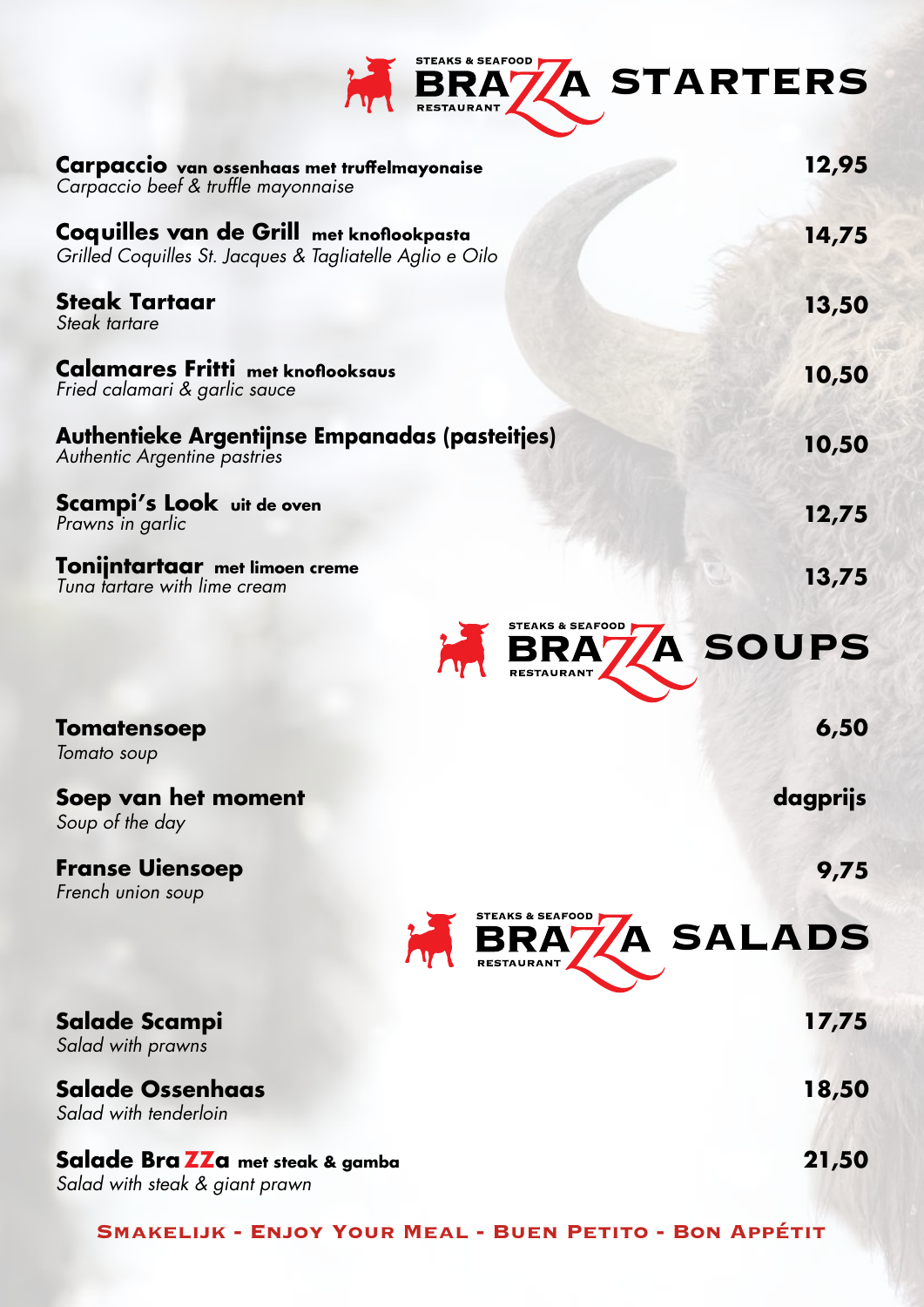# STEAKS & SEAFOOD BRAZZA RESTAURANT STARTERS

**Carpaccio** **van ossenhaas met truffelmayonaise** — **12,95**
*Carpaccio beef & truffle mayonnaise*

**Coquilles van de Grill** **met knoflookpasta** — **14,75**
*Grilled Coquilles St. Jacques & Tagliatelle Aglio e Oilo*

**Steak Tartaar** — **13,50**
*Steak tartare*

**Calamares Fritti** **met knoflooksaus** — **10,50**
*Fried calamari & garlic sauce*

**Authentieke Argentijnse Empanadas (pasteitjes)** — **10,50**
*Authentic Argentine pastries*

**Scampi's Look** **uit de oven** — **12,75**
*Prawns in garlic*

**Tonijntartaar** **met limoen creme** — **13,75**
*Tuna tartare with lime cream*

# STEAKS & SEAFOOD BRAZZA RESTAURANT SOUPS

**Tomatensoep** — **6,50**
*Tomato soup*

**Soep van het moment** — **dagprijs**
*Soup of the day*

**Franse Uiensoep** — **9,75**
*French union soup*

# STEAKS & SEAFOOD BRAZZA RESTAURANT SALADS

**Salade Scampi** — **17,75**
*Salad with prawns*

**Salade Ossenhaas** — **18,50**
*Salad with tenderloin*

**Salade BraZZa** **met steak & gamba** — **21,50**
*Salad with steak & giant prawn*

**SMAKELIJK - ENJOY YOUR MEAL - BUEN PETITO - BON APPÉTIT**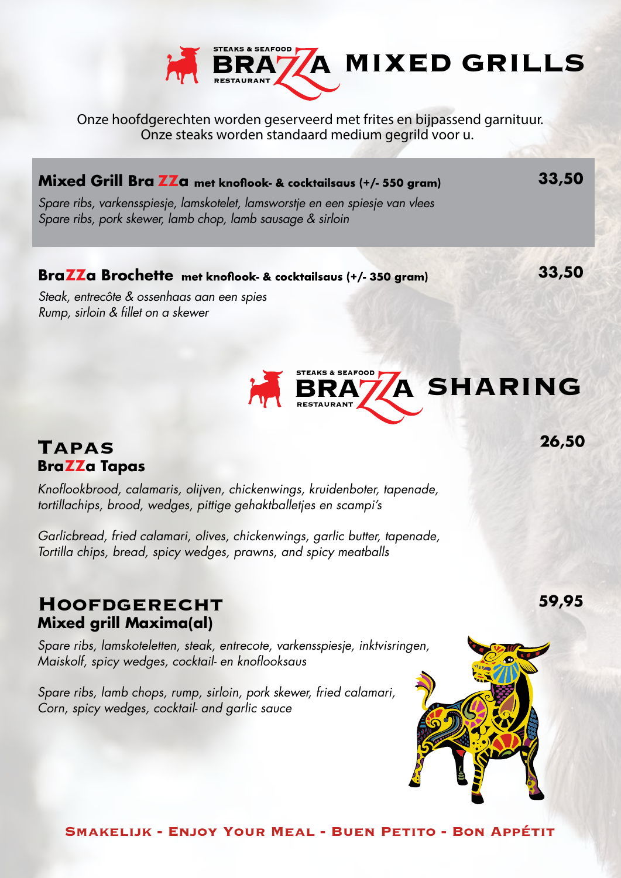# STEAKS & SEAFOOD BRAZZA RESTAURANT MIXED GRILLS

Onze hoofdgerechten worden geserveerd met frites en bijpassend garnituur.
Onze steaks worden standaard medium gegrild voor u.

**Mixed Grill BraZZa** **met knoflook- & cocktailsaus (+/- 550 gram)** **33,50**

*Spare ribs, varkensspiesje, lamskotelet, lamsworstje en een spiesje van vlees*
*Spare ribs, pork skewer, lamb chop, lamb sausage & sirloin*

**BraZZa Brochette** **met knoflook- & cocktailsaus (+/- 350 gram)** **33,50**

*Steak, entrecôte & ossenhaas aan een spies*
*Rump, sirloin & fillet on a skewer*

# STEAKS & SEAFOOD BRAZZA RESTAURANT SHARING

## Tapas

**BraZZa Tapas** **26,50**

*Knoflookbrood, calamaris, olijven, chickenwings, kruidenboter, tapenade, tortillachips, brood, wedges, pittige gehaktballetjes en scampi's*

*Garlicbread, fried calamari, olives, chickenwings, garlic butter, tapenade, Tortilla chips, bread, spicy wedges, prawns, and spicy meatballs*

## Hoofdgerecht

**Mixed grill Maxima(al)** **59,95**

*Spare ribs, lamskoteletten, steak, entrecote, varkensspiesje, inktvisringen, Maiskolf, spicy wedges, cocktail- en knoflooksaus*

*Spare ribs, lamb chops, rump, sirloin, pork skewer, fried calamari, Corn, spicy wedges, cocktail- and garlic sauce*

**Smakelijk - Enjoy Your Meal - Buen Petito - Bon Appétit**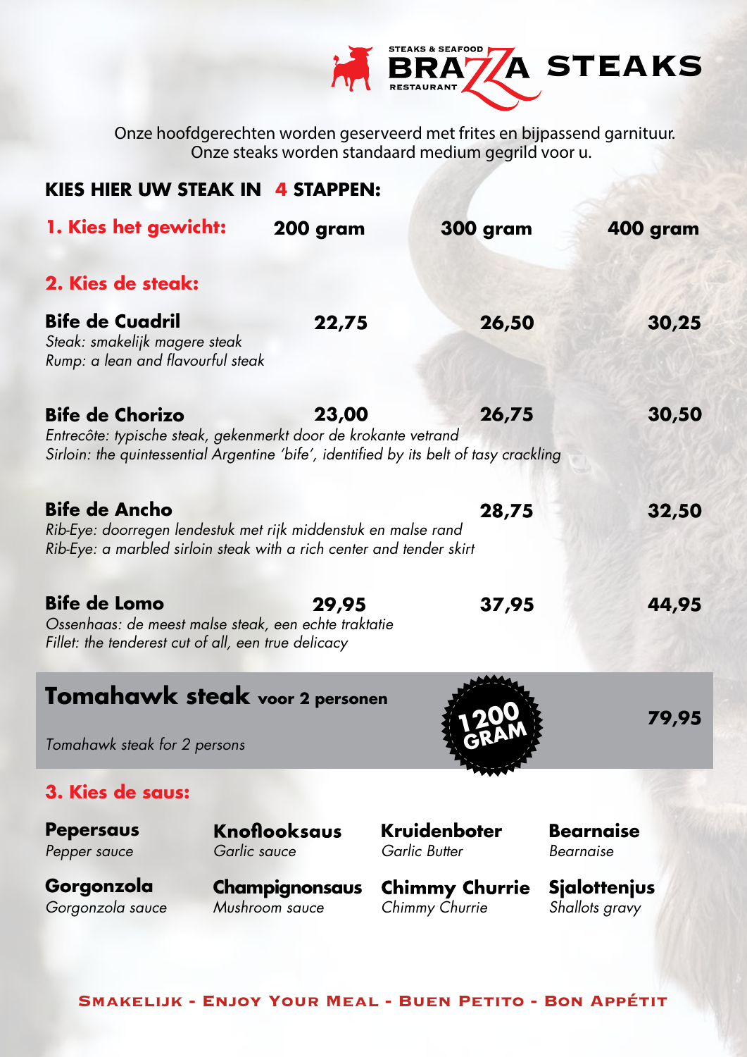# BRAZZA STEAKS

STEAKS & SEAFOOD RESTAURANT

Onze hoofdgerechten worden geserveerd met frites en bijpassend garnituur.
Onze steaks worden standaard medium gegrild voor u.

## KIES HIER UW STEAK IN 4 STAPPEN:

### 1. Kies het gewicht:

### 2. Kies de steak:

| | 200 gram | 300 gram | 400 gram |
|---|---|---|---|
| **Bife de Cuadril**<br>*Steak: smakelijk magere steak*<br>*Rump: a lean and flavourful steak* | 22,75 | 26,50 | 30,25 |
| **Bife de Chorizo**<br>*Entrecôte: typische steak, gekenmerkt door de krokante vetrand*<br>*Sirloin: the quintessential Argentine 'bife', identified by its belt of tasy crackling* | 23,00 | 26,75 | 30,50 |
| **Bife de Ancho**<br>*Rib-Eye: doorregen lendestuk met rijk middenstuk en malse rand*<br>*Rib-Eye: a marbled sirloin steak with a rich center and tender skirt* | | 28,75 | 32,50 |
| **Bife de Lomo**<br>*Ossenhaas: de meest malse steak, een echte traktatie*<br>*Fillet: the tenderest cut of all, een true delicacy* | 29,95 | 37,95 | 44,95 |

**Tomahawk steak voor 2 personen** — 1200 GRAM — **79,95**
*Tomahawk steak for 2 persons*

### 3. Kies de saus:

**Pepersaus**
*Pepper sauce*

**Knoflooksaus**
*Garlic sauce*

**Kruidenboter**
*Garlic Butter*

**Bearnaise**
*Bearnaise*

**Gorgonzola**
*Gorgonzola sauce*

**Champignonsaus**
*Mushroom sauce*

**Chimmy Churrie**
*Chimmy Churrie*

**Sjalottenjus**
*Shallots gravy*

SMAKELIJK - ENJOY YOUR MEAL - BUEN PETITO - BON APPÉTIT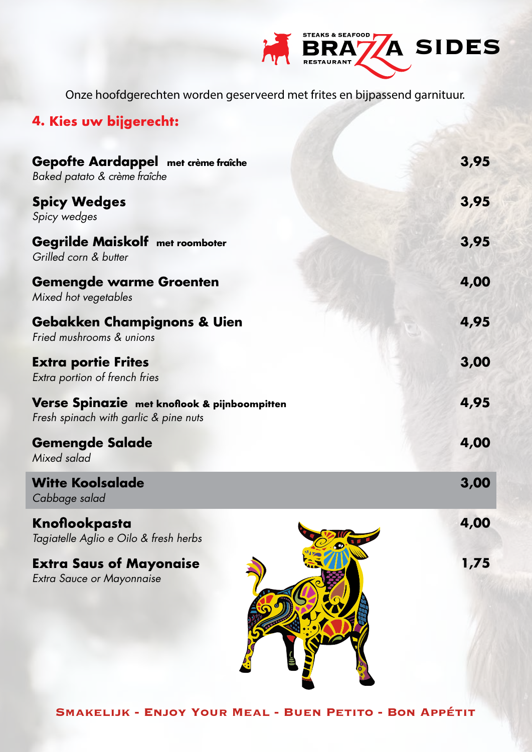# SIDES

STEAKS & SEAFOOD BRAZZA RESTAURANT

Onze hoofdgerechten worden geserveerd met frites en bijpassend garnituur.

## 4. Kies uw bijgerecht:

**Gepofte Aardappel** **met crème fraîche** — **3,95**
*Baked patato & crème fraîche*

**Spicy Wedges** — **3,95**
*Spicy wedges*

**Gegrilde Maiskolf** **met roomboter** — **3,95**
*Grilled corn & butter*

**Gemengde warme Groenten** — **4,00**
*Mixed hot vegetables*

**Gebakken Champignons & Uien** — **4,95**
*Fried mushrooms & unions*

**Extra portie Frites** — **3,00**
*Extra portion of french fries*

**Verse Spinazie** **met knoflook & pijnboompitten** — **4,95**
*Fresh spinach with garlic & pine nuts*

**Gemengde Salade** — **4,00**
*Mixed salad*

**Witte Koolsalade** — **3,00**
*Cabbage salad*

**Knoflookpasta** — **4,00**
*Tagiatelle Aglio e Oilo & fresh herbs*

**Extra Saus of Mayonaise** — **1,75**
*Extra Sauce or Mayonnaise*

**SMAKELIJK - ENJOY YOUR MEAL - BUEN PETITO - BON APPÉTIT**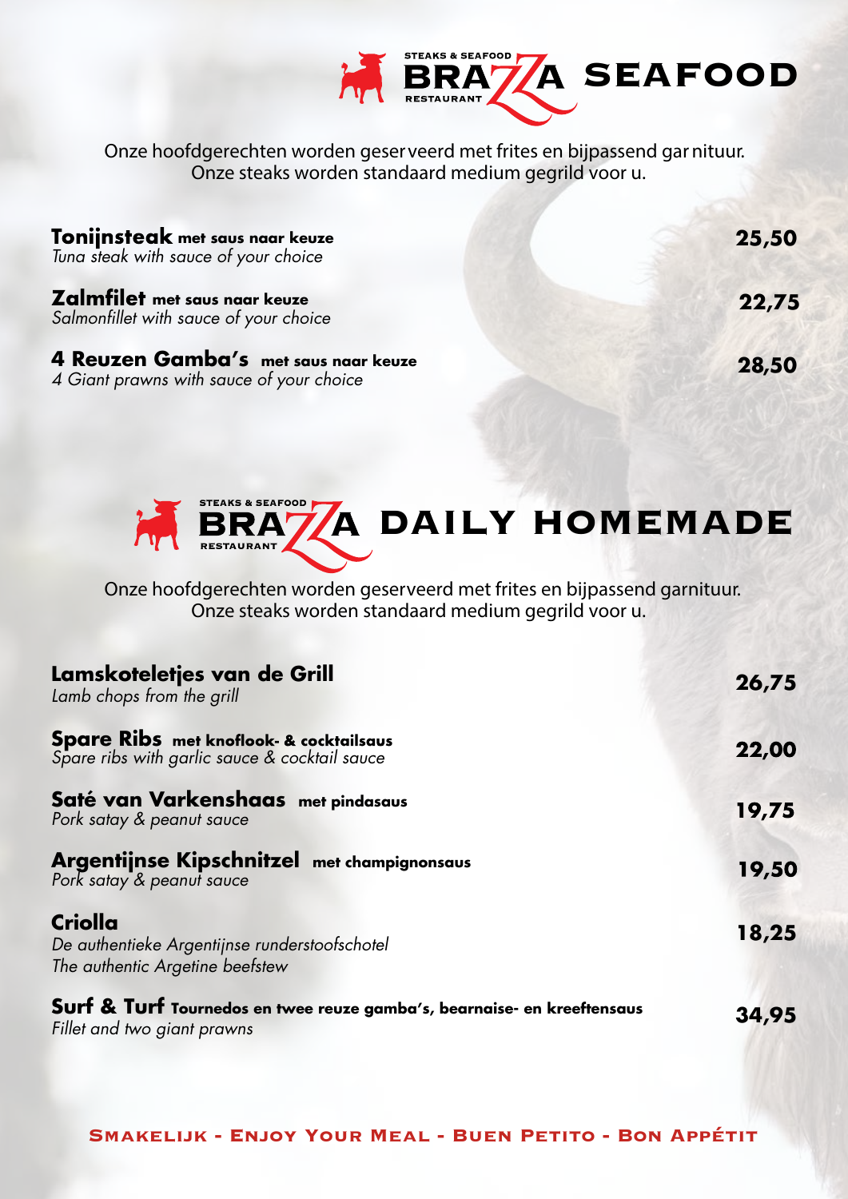# BRAZZA SEAFOOD

Onze hoofdgerechten worden geserveerd met frites en bijpassend garnituur.
Onze steaks worden standaard medium gegrild voor u.

**Tonijnsteak** **met saus naar keuze** — **25,50**
*Tuna steak with sauce of your choice*

**Zalmfilet** **met saus naar keuze** — **22,75**
*Salmonfillet with sauce of your choice*

**4 Reuzen Gamba's** **met saus naar keuze** — **28,50**
*4 Giant prawns with sauce of your choice*

# BRAZZA DAILY HOMEMADE

Onze hoofdgerechten worden geserveerd met frites en bijpassend garnituur.
Onze steaks worden standaard medium gegrild voor u.

**Lamskoteletjes van de Grill** — **26,75**
*Lamb chops from the grill*

**Spare Ribs** **met knoflook- & cocktailsaus** — **22,00**
*Spare ribs with garlic sauce & cocktail sauce*

**Saté van Varkenshaas** **met pindasaus** — **19,75**
*Pork satay & peanut sauce*

**Argentijnse Kipschnitzel** **met champignonsaus** — **19,50**
*Pork satay & peanut sauce*

**Criolla** — **18,25**
*De authentieke Argentijnse runderstoofschotel*
*The authentic Argetine beefstew*

**Surf & Turf** **Tournedos en twee reuze gamba's, bearnaise- en kreeftensaus** — **34,95**
*Fillet and two giant prawns*

**SMAKELIJK - ENJOY YOUR MEAL - BUEN PETITO - BON APPÉTIT**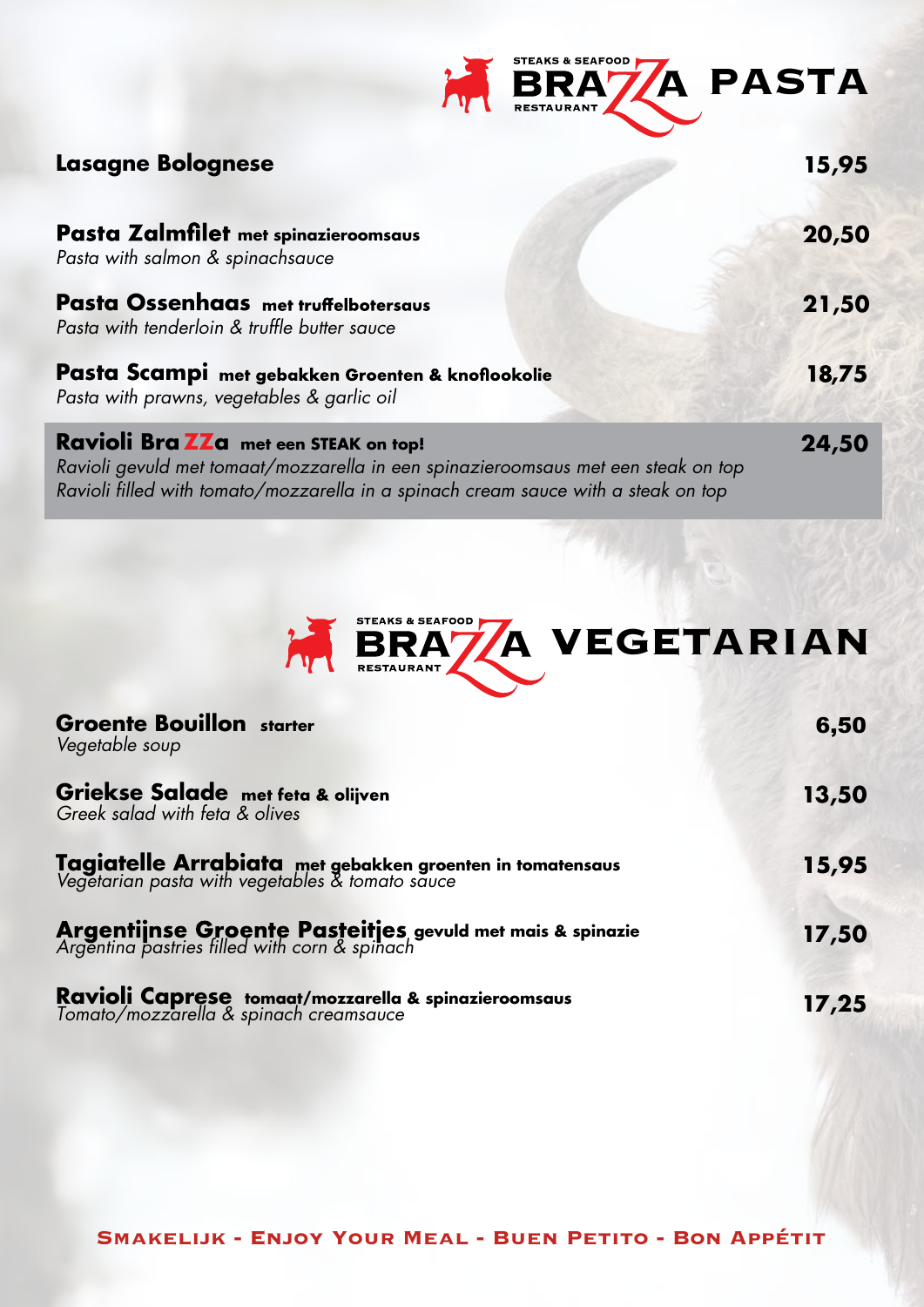# STEAKS & SEAFOOD BRAZZA RESTAURANT PASTA

**Lasagne Bolognese** — **15,95**

**Pasta Zalmfilet** **met spinazieroomsaus** — **20,50**
*Pasta with salmon & spinachsauce*

**Pasta Ossenhaas** **met truffelbotersaus** — **21,50**
*Pasta with tenderloin & truffle butter sauce*

**Pasta Scampi** **met gebakken Groenten & knoflookolie** — **18,75**
*Pasta with prawns, vegetables & garlic oil*

**Ravioli BraZZa** **met een STEAK on top!** — **24,50**
*Ravioli gevuld met tomaat/mozzarella in een spinazieroomsaus met een steak on top*
*Ravioli filled with tomato/mozzarella in a spinach cream sauce with a steak on top*

# STEAKS & SEAFOOD BRAZZA RESTAURANT VEGETARIAN

**Groente Bouillon** **starter** — **6,50**
*Vegetable soup*

**Griekse Salade** **met feta & olijven** — **13,50**
*Greek salad with feta & olives*

**Tagiatelle Arrabiata** **met gebakken groenten in tomatensaus** — **15,95**
*Vegetarian pasta with vegetables & tomato sauce*

**Argentijnse Groente Pasteitjes** **gevuld met mais & spinazie** — **17,50**
*Argentina pastries filled with corn & spinach*

**Ravioli Caprese** **tomaat/mozzarella & spinazieroomsaus** — **17,25**
*Tomato/mozzarella & spinach creamsauce*

SMAKELIJK - ENJOY YOUR MEAL - BUEN PETITO - BON APPÉTIT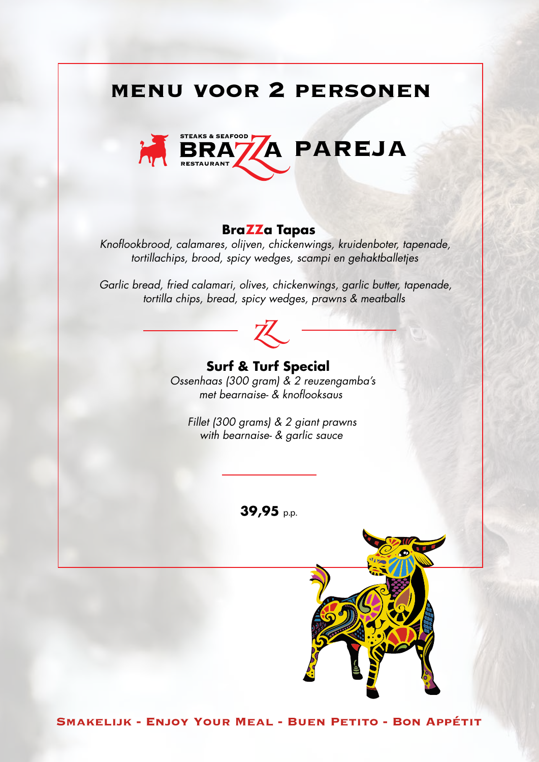# MENU VOOR 2 PERSONEN

## STEAKS & SEAFOOD BRAZZA RESTAURANT PAREJA

### BraZZa Tapas

*Knoflookbrood, calamares, olijven, chickenwings, kruidenboter, tapenade, tortillachips, brood, spicy wedges, scampi en gehaktballetjes*

*Garlic bread, fried calamari, olives, chickenwings, garlic butter, tapenade, tortilla chips, bread, spicy wedges, prawns & meatballs*

### Surf & Turf Special

*Ossenhaas (300 gram) & 2 reuzengamba's met bearnaise- & knoflooksaus*

*Fillet (300 grams) & 2 giant prawns with bearnaise- & garlic sauce*

**39,95** p.p.

SMAKELIJK - ENJOY YOUR MEAL - BUEN PETITO - BON APPÉTIT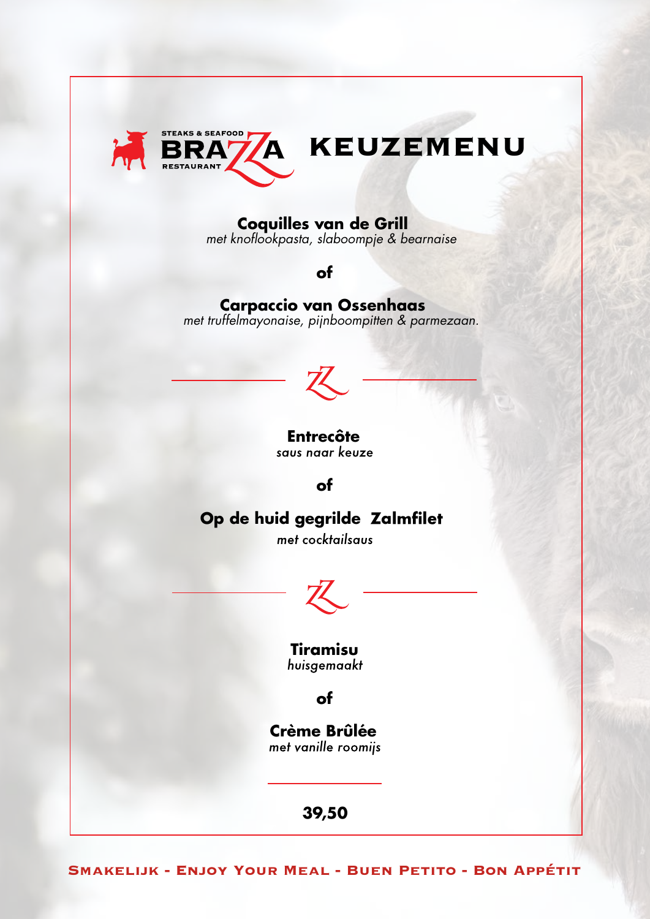STEAKS & SEAFOOD
BRAZZA
RESTAURANT

# KEUZEMENU

**Coquilles van de Grill**
*met knoflookpasta, slaboompje & bearnaise*

**of**

**Carpaccio van Ossenhaas**
*met truffelmayonaise, pijnboompitten & parmezaan.*

---

**Entrecôte**
*saus naar keuze*

**of**

**Op de huid gegrilde Zalmfilet**
*met cocktailsaus*

---

**Tiramisu**
*huisgemaakt*

**of**

**Crème Brûlée**
*met vanille roomijs*

---

**39,50**

SMAKELIJK - ENJOY YOUR MEAL - BUEN PETITO - BON APPÉTIT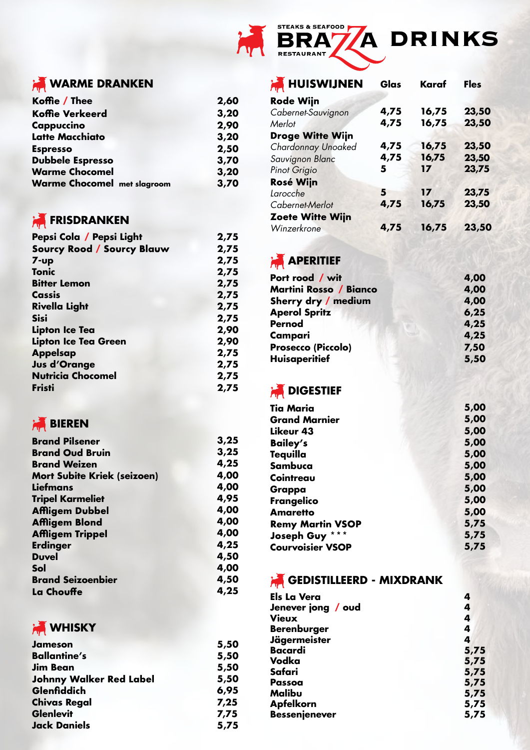# BRAZZA DRINKS

STEAKS & SEAFOOD RESTAURANT

## WARME DRANKEN

| | |
|---|---|
| **Koffie / Thee** | 2,60 |
| **Koffie Verkeerd** | 3,20 |
| **Cappuccino** | 2,90 |
| **Latte Macchiato** | 3,20 |
| **Espresso** | 2,50 |
| **Dubbele Espresso** | 3,70 |
| **Warme Chocomel** | 3,20 |
| **Warme Chocomel** met slagroom | 3,70 |

## FRISDRANKEN

| | |
|---|---|
| **Pepsi Cola / Pepsi Light** | 2,75 |
| **Sourcy Rood / Sourcy Blauw** | 2,75 |
| **7-up** | 2,75 |
| **Tonic** | 2,75 |
| **Bitter Lemon** | 2,75 |
| **Cassis** | 2,75 |
| **Rivella Light** | 2,75 |
| **Sisi** | 2,75 |
| **Lipton Ice Tea** | 2,90 |
| **Lipton Ice Tea Green** | 2,90 |
| **Appelsap** | 2,75 |
| **Jus d'Orange** | 2,75 |
| **Nutricia Chocomel** | 2,75 |
| **Fristi** | 2,75 |

## BIEREN

| | |
|---|---|
| **Brand Pilsener** | 3,25 |
| **Brand Oud Bruin** | 3,25 |
| **Brand Weizen** | 4,25 |
| **Mort Subite Kriek (seizoen)** | 4,00 |
| **Liefmans** | 4,00 |
| **Tripel Karmeliet** | 4,95 |
| **Affligem Dubbel** | 4,00 |
| **Affligem Blond** | 4,00 |
| **Affligem Trippel** | 4,00 |
| **Erdinger** | 4,25 |
| **Duvel** | 4,50 |
| **Sol** | 4,00 |
| **Brand Seizoenbier** | 4,50 |
| **La Chouffe** | 4,25 |

## WHISKY

| | |
|---|---|
| **Jameson** | 5,50 |
| **Ballantine's** | 5,50 |
| **Jim Bean** | 5,50 |
| **Johnny Walker Red Label** | 5,50 |
| **Glenfiddich** | 6,95 |
| **Chivas Regal** | 7,25 |
| **Glenlevit** | 7,75 |
| **Jack Daniels** | 5,75 |

## HUISWIJNEN

| | Glas | Karaf | Fles |
|---|---|---|---|
| **Rode Wijn** | | | |
| *Cabernet-Sauvignon* | 4,75 | 16,75 | 23,50 |
| *Merlot* | 4,75 | 16,75 | 23,50 |
| **Droge Witte Wijn** | | | |
| *Chardonnay Unoaked* | 4,75 | 16,75 | 23,50 |
| *Sauvignon Blanc* | 4,75 | 16,75 | 23,50 |
| *Pinot Grigio* | 5 | 17 | 23,75 |
| **Rosé Wijn** | | | |
| *Larocche* | 5 | 17 | 23,75 |
| *Cabernet-Merlot* | 4,75 | 16,75 | 23,50 |
| **Zoete Witte Wijn** | | | |
| *Winzerkrone* | 4,75 | 16,75 | 23,50 |

## APERITIEF

| | |
|---|---|
| **Port rood / wit** | 4,00 |
| **Martini Rosso / Bianco** | 4,00 |
| **Sherry dry / medium** | 4,00 |
| **Aperol Spritz** | 6,25 |
| **Pernod** | 4,25 |
| **Campari** | 4,25 |
| **Prosecco (Piccolo)** | 7,50 |
| **Huisaperitief** | 5,50 |

## DIGESTIEF

| | |
|---|---|
| **Tia Maria** | 5,00 |
| **Grand Marnier** | 5,00 |
| **Likeur 43** | 5,00 |
| **Bailey's** | 5,00 |
| **Tequilla** | 5,00 |
| **Sambuca** | 5,00 |
| **Cointreau** | 5,00 |
| **Grappa** | 5,00 |
| **Frangelico** | 5,00 |
| **Amaretto** | 5,00 |
| **Remy Martin VSOP** | 5,75 |
| **Joseph Guy** *** | 5,75 |
| **Courvoisier VSOP** | 5,75 |

## GEDISTILLEERD - MIXDRANK

| | |
|---|---|
| **Els La Vera** | 4 |
| **Jenever jong / oud** | 4 |
| **Vieux** | 4 |
| **Berenburger** | 4 |
| **Jägermeister** | 4 |
| **Bacardi** | 5,75 |
| **Vodka** | 5,75 |
| **Safari** | 5,75 |
| **Passoa** | 5,75 |
| **Malibu** | 5,75 |
| **Apfelkorn** | 5,75 |
| **Bessenjenever** | 5,75 |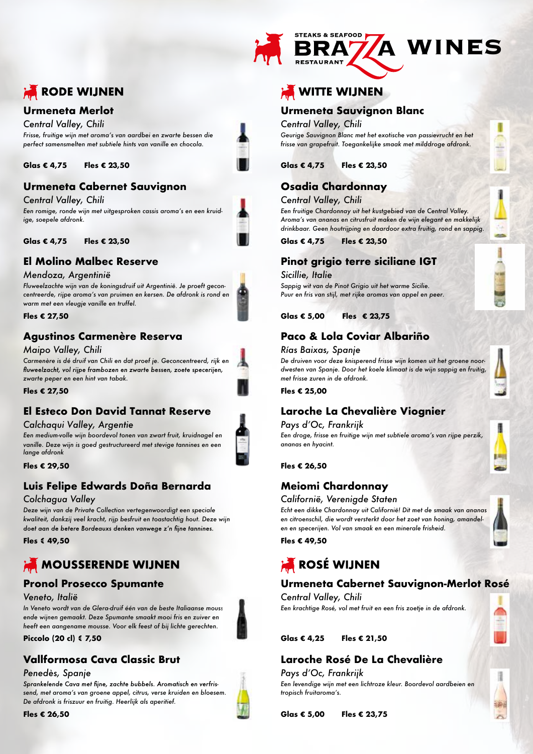# STEAKS & SEAFOOD BRAZZA RESTAURANT WINES

## RODE WIJNEN

### Urmeneta Merlot

*Central Valley, Chili*

*Frisse, fruitige wijn met aroma's van aardbei en zwarte bessen die perfect samensmelten met subtiele hints van vanille en chocola.*

**Glas € 4,75** **Fles € 23,50**

### Urmeneta Cabernet Sauvignon

*Central Valley, Chili*

*Een romige, ronde wijn met uitgesproken cassis aroma's en een kruidige, soepele afdronk.*

**Glas € 4,75** **Fles € 23,50**

### El Molino Malbec Reserve

*Mendoza, Argentinië*

*Fluweelzachte wijn van de koningsdruif uit Argentinië. Je proeft geconcentreerde, rijpe aroma's van pruimen en kersen. De afdronk is rond en warm met een vleugje vanille en truffel.*

**Fles € 27,50**

### Agustinos Carmenère Reserva

*Maipo Valley, Chili*

*Carmenère is dé druif van Chili en dat proef je. Geconcentreerd, rijk en fluweelzacht, vol rijpe frambozen en zwarte bessen, zoete specerijen, zwarte peper en een hint van tabak.*

**Fles € 27,50**

### El Esteco Don David Tannat Reserve

*Calchaqui Valley, Argentie*

*Een medium-volle wijn boordevol tonen van zwart fruit, kruidnagel en vanille. Deze wijn is goed gestructureerd met stevige tannines en een lange afdronk*

**Fles € 29,50**

### Luis Felipe Edwards Doña Bernarda

*Colchagua Valley*

*Deze wijn van de Private Collection vertegenwoordigt een speciale kwaliteit, dankzij veel kracht, rijp besfruit en toastachtig hout. Deze wijn doet aan de betere Bordeauxs denken vanwege z'n fijne tannines.*

**Fles € 49,50**

## MOUSSERENDE WIJNEN

### Pronol Prosecco Spumante

*Veneto, Italië*

*In Veneto wordt van de Glera-druif één van de beste Italiaanse mouss ende wijnen gemaakt. Deze Spumante smaakt mooi fris en zuiver en heeft een aangename mousse. Voor elk feest of bij lichte gerechten.*

**Piccolo (20 cl) € 7,50**

### Vallformosa Cava Classic Brut

*Penedès, Spanje*

*Sprankelende Cava met fijne, zachte bubbels. Aromatisch en verfrissend, met aroma's van groene appel, citrus, verse kruiden en bloesem. De afdronk is friszuur en fruitig. Heerlijk als aperitief.*

**Fles € 26,50**

## WITTE WIJNEN

### Urmeneta Sauvignon Blanc

*Central Valley, Chili*

*Geurige Sauvignon Blanc met het exotische van passievrucht en het frisse van grapefruit. Toegankelijke smaak met milddroge afdronk.*

**Glas € 4,75** **Fles € 23,50**

### Osadia Chardonnay

*Central Valley, Chili*

*Een fruitige Chardonnay uit het kustgebied van de Central Valley. Aroma's van ananas en citrusfruit maken de wijn elegant en makkelijk drinkbaar. Geen houtrijping en daardoor extra fruitig, rond en sappig.*

**Glas € 4,75** **Fles € 23,50**

### Pinot grigio terre siciliane IGT

*Sicillie, Italie*

*Sappig wit van de Pinot Grigio uit het warme Sicilie. Puur en fris van stijl, met rijke aromas van appel en peer.*

**Glas € 5,00** **Fles € 23,75**

### Paco & Lola Coviar Albariño

*Rías Baixas, Spanje*

*De druiven voor deze knisperend frisse wijn komen uit het groene noordwesten van Spanje. Door het koele klimaat is de wijn sappig en fruitig, met frisse zuren in de afdronk.*

**Fles € 25,00**

### Laroche La Chevalière Viognier

*Pays d'Oc, Frankrijk*

*Een droge, frisse en fruitige wijn met subtiele aroma's van rijpe perzik, ananas en hyacint.*

**Fles € 26,50**

### Meiomi Chardonnay

*Californië, Verenigde Staten*

*Echt een dikke Chardonnay uit Californië! Dit met de smaak van ananas en citroenschil, die wordt versterkt door het zoet van honing, amandelen en specerijen. Vol van smaak en een minerale frisheid.*

**Fles € 49,50**

## ROSÉ WIJNEN

### Urmeneta Cabernet Sauvignon-Merlot Rosé

*Central Valley, Chili*

*Een krachtige Rosé, vol met fruit en een fris zoetje in de afdronk.*

**Glas € 4,25** **Fles € 21,50**

### Laroche Rosé De La Chevalière

*Pays d'Oc, Frankrijk*

*Een levendige wijn met een lichtroze kleur. Boordevol aardbeien en tropisch fruitaroma's.*

**Glas € 5,00** **Fles € 23,75**